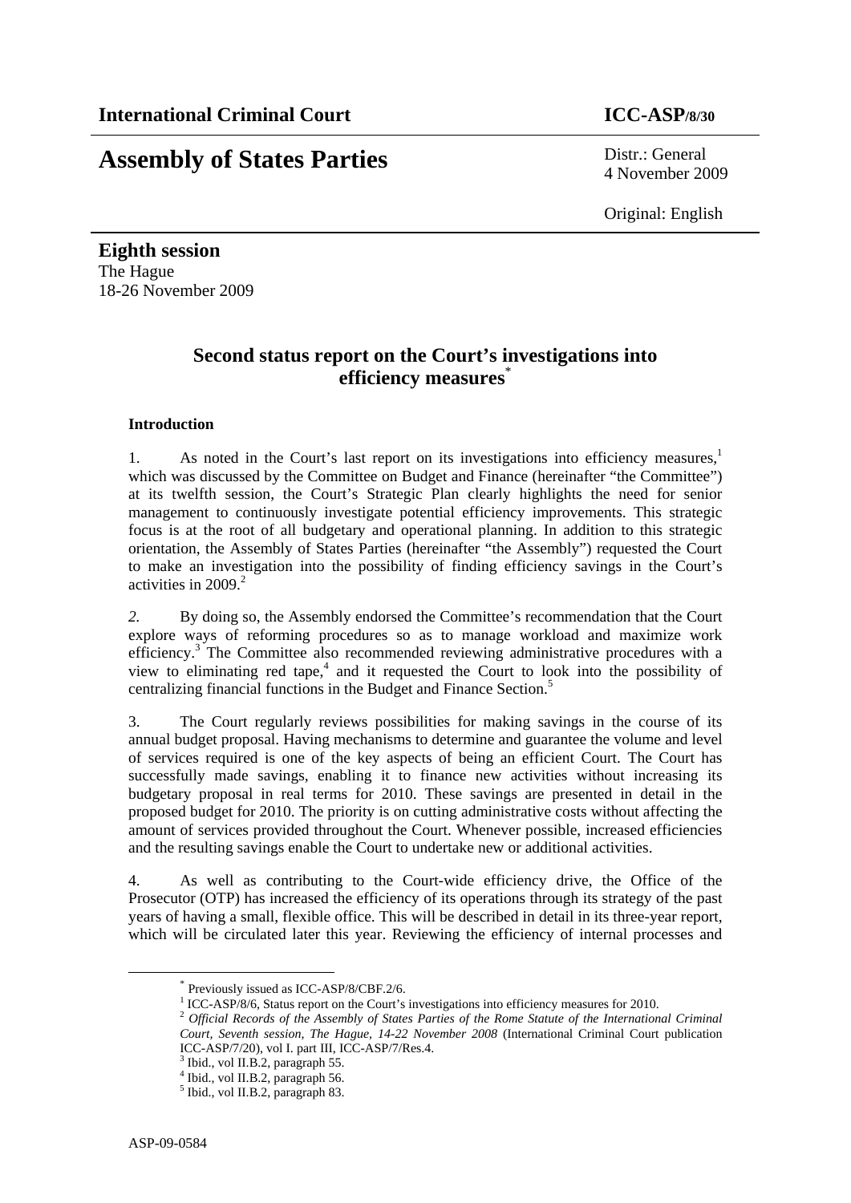**International Criminal Court** **ICC-ASP/8/30**

# Assembly of States Parties

Distr.: General
4 November 2009

Original: English

**Eighth session**
The Hague
18-26 November 2009

## Second status report on the Court's investigations into efficiency measures[*]

**Introduction**

1. As noted in the Court's last report on its investigations into efficiency measures,[1] which was discussed by the Committee on Budget and Finance (hereinafter "the Committee") at its twelfth session, the Court's Strategic Plan clearly highlights the need for senior management to continuously investigate potential efficiency improvements. This strategic focus is at the root of all budgetary and operational planning. In addition to this strategic orientation, the Assembly of States Parties (hereinafter "the Assembly") requested the Court to make an investigation into the possibility of finding efficiency savings in the Court's activities in 2009.[2]

*2.* By doing so, the Assembly endorsed the Committee's recommendation that the Court explore ways of reforming procedures so as to manage workload and maximize work efficiency.[3] The Committee also recommended reviewing administrative procedures with a view to eliminating red tape,[4] and it requested the Court to look into the possibility of centralizing financial functions in the Budget and Finance Section.[5]

3. The Court regularly reviews possibilities for making savings in the course of its annual budget proposal. Having mechanisms to determine and guarantee the volume and level of services required is one of the key aspects of being an efficient Court. The Court has successfully made savings, enabling it to finance new activities without increasing its budgetary proposal in real terms for 2010. These savings are presented in detail in the proposed budget for 2010. The priority is on cutting administrative costs without affecting the amount of services provided throughout the Court. Whenever possible, increased efficiencies and the resulting savings enable the Court to undertake new or additional activities.

4. As well as contributing to the Court-wide efficiency drive, the Office of the Prosecutor (OTP) has increased the efficiency of its operations through its strategy of the past years of having a small, flexible office. This will be described in detail in its three-year report, which will be circulated later this year. Reviewing the efficiency of internal processes and

---

[*] Previously issued as ICC-ASP/8/CBF.2/6.

[1] ICC-ASP/8/6, Status report on the Court's investigations into efficiency measures for 2010.

[2] *Official Records of the Assembly of States Parties of the Rome Statute of the International Criminal Court, Seventh session, The Hague, 14-22 November 2008* (International Criminal Court publication ICC-ASP/7/20), vol I. part III, ICC-ASP/7/Res.4.

[3] Ibid., vol II.B.2, paragraph 55.

[4] Ibid., vol II.B.2, paragraph 56.

[5] Ibid., vol II.B.2, paragraph 83.

ASP-09-0584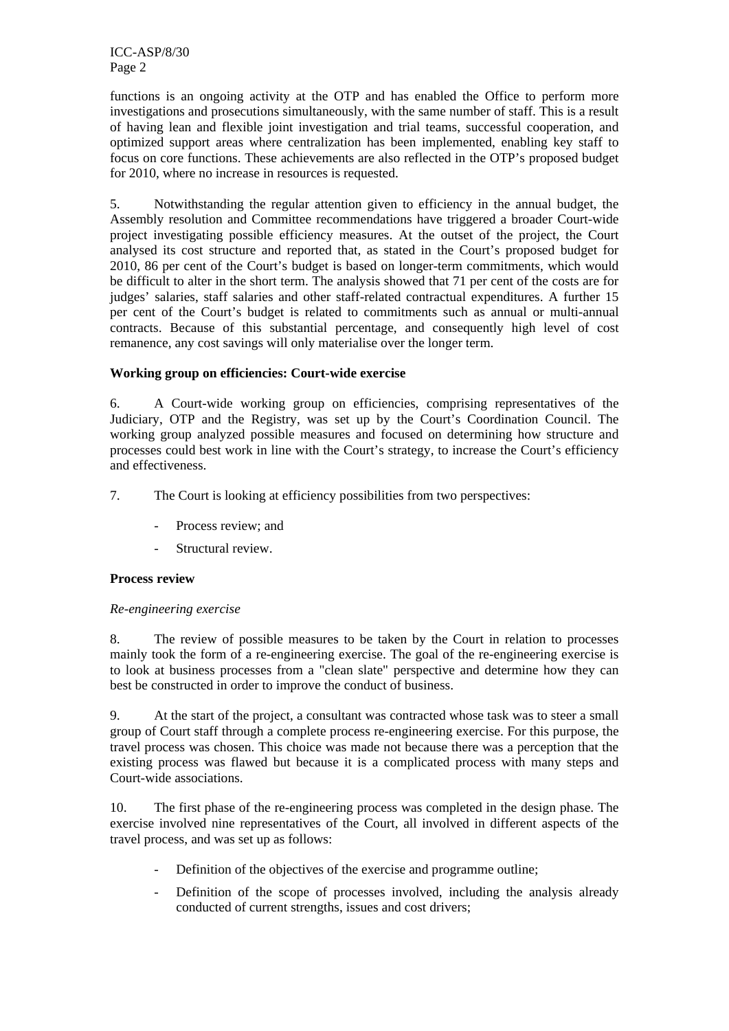functions is an ongoing activity at the OTP and has enabled the Office to perform more investigations and prosecutions simultaneously, with the same number of staff. This is a result of having lean and flexible joint investigation and trial teams, successful cooperation, and optimized support areas where centralization has been implemented, enabling key staff to focus on core functions. These achievements are also reflected in the OTP's proposed budget for 2010, where no increase in resources is requested.

5. Notwithstanding the regular attention given to efficiency in the annual budget, the Assembly resolution and Committee recommendations have triggered a broader Court-wide project investigating possible efficiency measures. At the outset of the project, the Court analysed its cost structure and reported that, as stated in the Court's proposed budget for 2010, 86 per cent of the Court's budget is based on longer-term commitments, which would be difficult to alter in the short term. The analysis showed that 71 per cent of the costs are for judges' salaries, staff salaries and other staff-related contractual expenditures. A further 15 per cent of the Court's budget is related to commitments such as annual or multi-annual contracts. Because of this substantial percentage, and consequently high level of cost remanence, any cost savings will only materialise over the longer term.

**Working group on efficiencies: Court-wide exercise**

6. A Court-wide working group on efficiencies, comprising representatives of the Judiciary, OTP and the Registry, was set up by the Court's Coordination Council. The working group analyzed possible measures and focused on determining how structure and processes could best work in line with the Court's strategy, to increase the Court's efficiency and effectiveness.

7. The Court is looking at efficiency possibilities from two perspectives:

- Process review; and
- Structural review.

**Process review**

*Re-engineering exercise*

8. The review of possible measures to be taken by the Court in relation to processes mainly took the form of a re-engineering exercise. The goal of the re-engineering exercise is to look at business processes from a "clean slate" perspective and determine how they can best be constructed in order to improve the conduct of business.

9. At the start of the project, a consultant was contracted whose task was to steer a small group of Court staff through a complete process re-engineering exercise. For this purpose, the travel process was chosen. This choice was made not because there was a perception that the existing process was flawed but because it is a complicated process with many steps and Court-wide associations.

10. The first phase of the re-engineering process was completed in the design phase. The exercise involved nine representatives of the Court, all involved in different aspects of the travel process, and was set up as follows:

- Definition of the objectives of the exercise and programme outline;
- Definition of the scope of processes involved, including the analysis already conducted of current strengths, issues and cost drivers;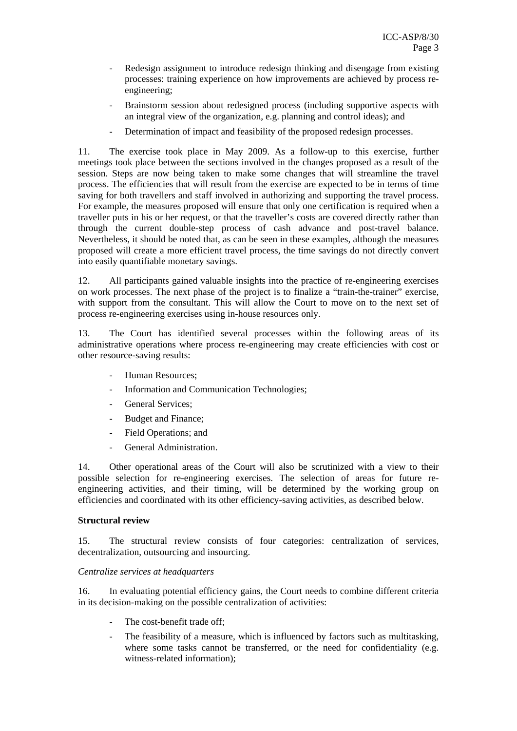- Redesign assignment to introduce redesign thinking and disengage from existing processes: training experience on how improvements are achieved by process re-engineering;
- Brainstorm session about redesigned process (including supportive aspects with an integral view of the organization, e.g. planning and control ideas); and
- Determination of impact and feasibility of the proposed redesign processes.

11. The exercise took place in May 2009. As a follow-up to this exercise, further meetings took place between the sections involved in the changes proposed as a result of the session. Steps are now being taken to make some changes that will streamline the travel process. The efficiencies that will result from the exercise are expected to be in terms of time saving for both travellers and staff involved in authorizing and supporting the travel process. For example, the measures proposed will ensure that only one certification is required when a traveller puts in his or her request, or that the traveller's costs are covered directly rather than through the current double-step process of cash advance and post-travel balance. Nevertheless, it should be noted that, as can be seen in these examples, although the measures proposed will create a more efficient travel process, the time savings do not directly convert into easily quantifiable monetary savings.

12. All participants gained valuable insights into the practice of re-engineering exercises on work processes. The next phase of the project is to finalize a "train-the-trainer" exercise, with support from the consultant. This will allow the Court to move on to the next set of process re-engineering exercises using in-house resources only.

13. The Court has identified several processes within the following areas of its administrative operations where process re-engineering may create efficiencies with cost or other resource-saving results:

- Human Resources;
- Information and Communication Technologies;
- General Services;
- Budget and Finance;
- Field Operations; and
- General Administration.

14. Other operational areas of the Court will also be scrutinized with a view to their possible selection for re-engineering exercises. The selection of areas for future re-engineering activities, and their timing, will be determined by the working group on efficiencies and coordinated with its other efficiency-saving activities, as described below.

**Structural review**

15. The structural review consists of four categories: centralization of services, decentralization, outsourcing and insourcing.

*Centralize services at headquarters*

16. In evaluating potential efficiency gains, the Court needs to combine different criteria in its decision-making on the possible centralization of activities:

- The cost-benefit trade off;
- The feasibility of a measure, which is influenced by factors such as multitasking, where some tasks cannot be transferred, or the need for confidentiality (e.g. witness-related information);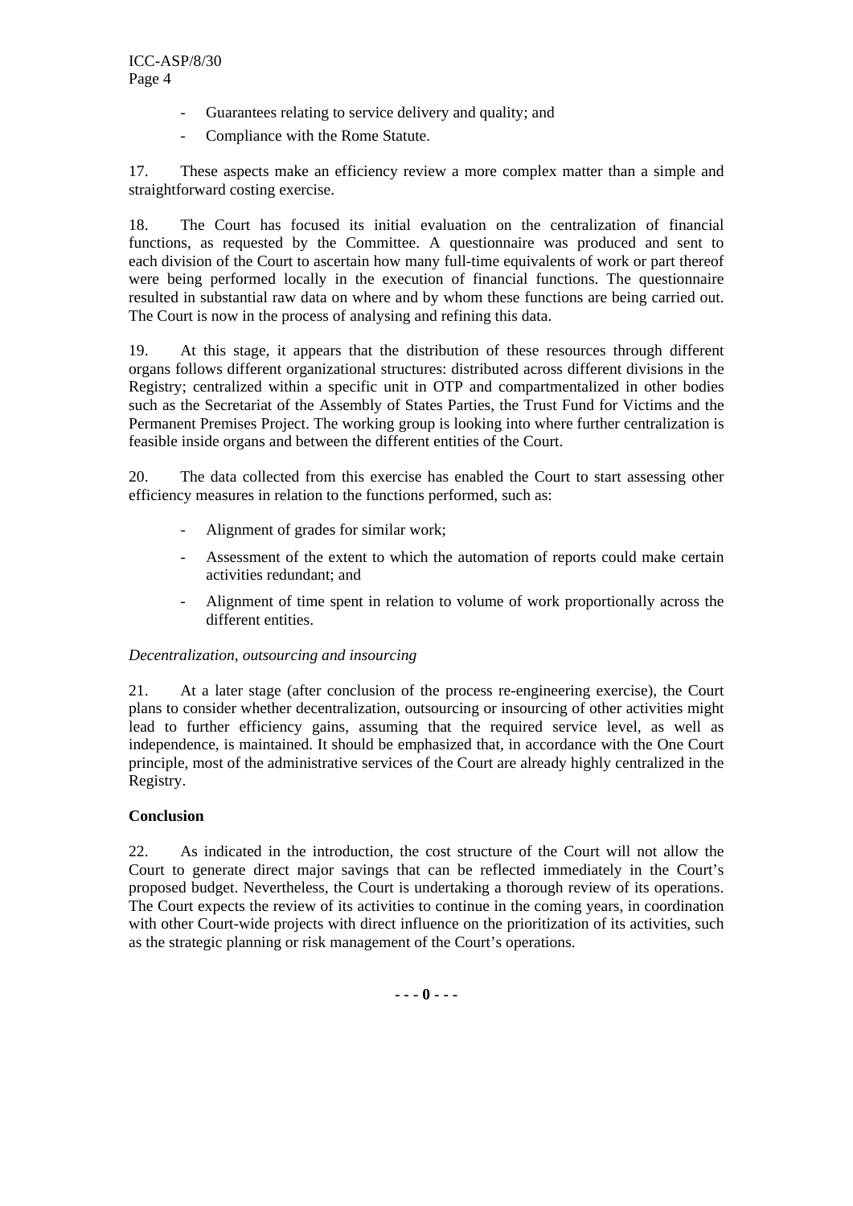- Guarantees relating to service delivery and quality; and
- Compliance with the Rome Statute.

17. These aspects make an efficiency review a more complex matter than a simple and straightforward costing exercise.

18. The Court has focused its initial evaluation on the centralization of financial functions, as requested by the Committee. A questionnaire was produced and sent to each division of the Court to ascertain how many full-time equivalents of work or part thereof were being performed locally in the execution of financial functions. The questionnaire resulted in substantial raw data on where and by whom these functions are being carried out. The Court is now in the process of analysing and refining this data.

19. At this stage, it appears that the distribution of these resources through different organs follows different organizational structures: distributed across different divisions in the Registry; centralized within a specific unit in OTP and compartmentalized in other bodies such as the Secretariat of the Assembly of States Parties, the Trust Fund for Victims and the Permanent Premises Project. The working group is looking into where further centralization is feasible inside organs and between the different entities of the Court.

20. The data collected from this exercise has enabled the Court to start assessing other efficiency measures in relation to the functions performed, such as:

- Alignment of grades for similar work;
- Assessment of the extent to which the automation of reports could make certain activities redundant; and
- Alignment of time spent in relation to volume of work proportionally across the different entities.

*Decentralization, outsourcing and insourcing*

21. At a later stage (after conclusion of the process re-engineering exercise), the Court plans to consider whether decentralization, outsourcing or insourcing of other activities might lead to further efficiency gains, assuming that the required service level, as well as independence, is maintained. It should be emphasized that, in accordance with the One Court principle, most of the administrative services of the Court are already highly centralized in the Registry.

**Conclusion**

22. As indicated in the introduction, the cost structure of the Court will not allow the Court to generate direct major savings that can be reflected immediately in the Court's proposed budget. Nevertheless, the Court is undertaking a thorough review of its operations. The Court expects the review of its activities to continue in the coming years, in coordination with other Court-wide projects with direct influence on the prioritization of its activities, such as the strategic planning or risk management of the Court's operations.

**- - - 0 - - -**